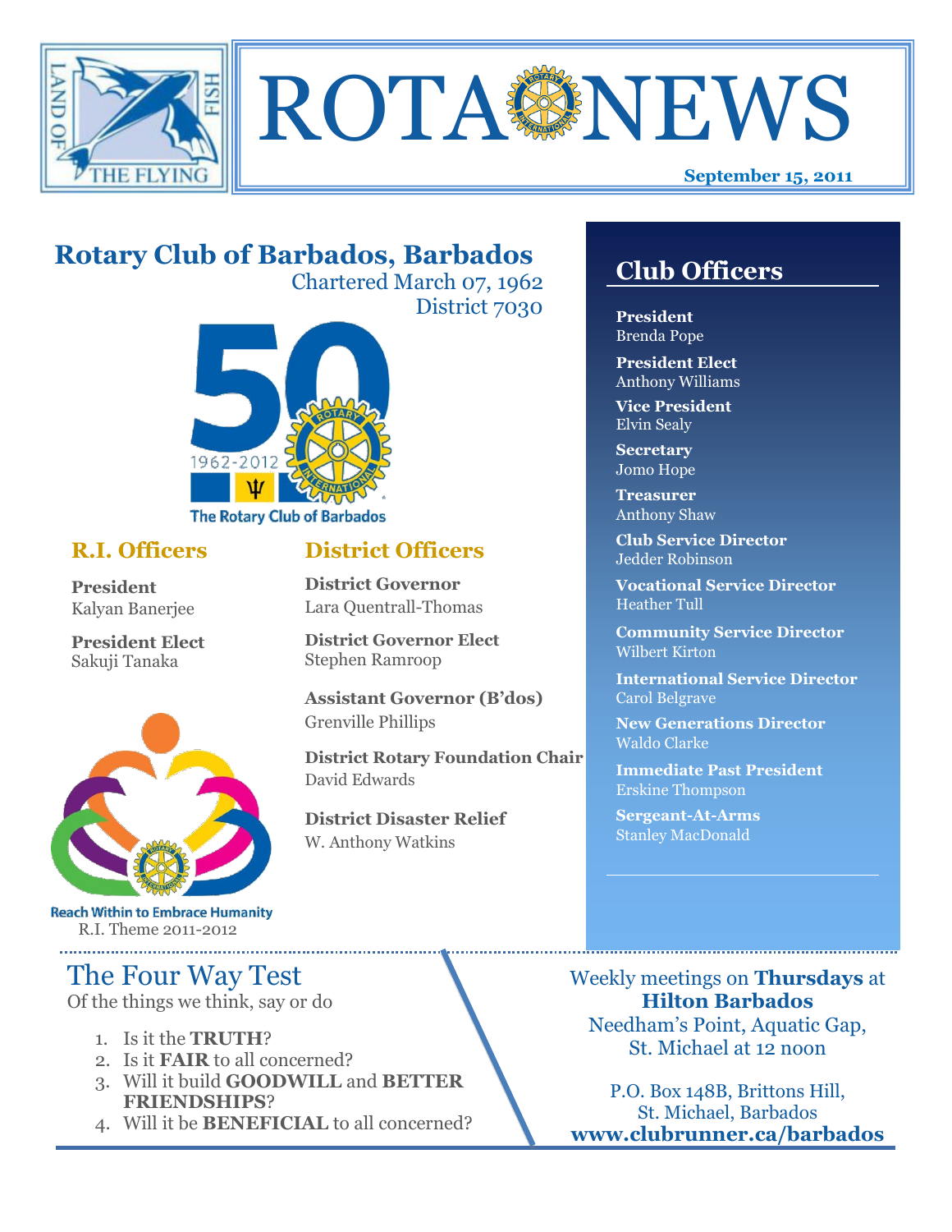# ROTA NEWS

**September 15, 2011**

## Rotary Club of Barbados, Barbados

Chartered March 07, 1962
District 7030

The Rotary Club of Barbados

### R.I. Officers

**President**
Kalyan Banerjee

**President Elect**
Sakuji Tanaka

Reach Within to Embrace Humanity
R.I. Theme 2011-2012

### District Officers

**District Governor**
Lara Quentrall-Thomas

**District Governor Elect**
Stephen Ramroop

**Assistant Governor (B'dos)**
Grenville Phillips

**District Rotary Foundation Chair**
David Edwards

**District Disaster Relief**
W. Anthony Watkins

## Club Officers

**President**
Brenda Pope

**President Elect**
Anthony Williams

**Vice President**
Elvin Sealy

**Secretary**
Jomo Hope

**Treasurer**
Anthony Shaw

**Club Service Director**
Jedder Robinson

**Vocational Service Director**
Heather Tull

**Community Service Director**
Wilbert Kirton

**International Service Director**
Carol Belgrave

**New Generations Director**
Waldo Clarke

**Immediate Past President**
Erskine Thompson

**Sergeant-At-Arms**
Stanley MacDonald

## The Four Way Test

Of the things we think, say or do

1. Is it the **TRUTH**?
2. Is it **FAIR** to all concerned?
3. Will it build **GOODWILL** and **BETTER FRIENDSHIPS**?
4. Will it be **BENEFICIAL** to all concerned?

Weekly meetings on **Thursdays** at **Hilton Barbados**
Needham's Point, Aquatic Gap,
St. Michael at 12 noon

P.O. Box 148B, Brittons Hill,
St. Michael, Barbados
**www.clubrunner.ca/barbados**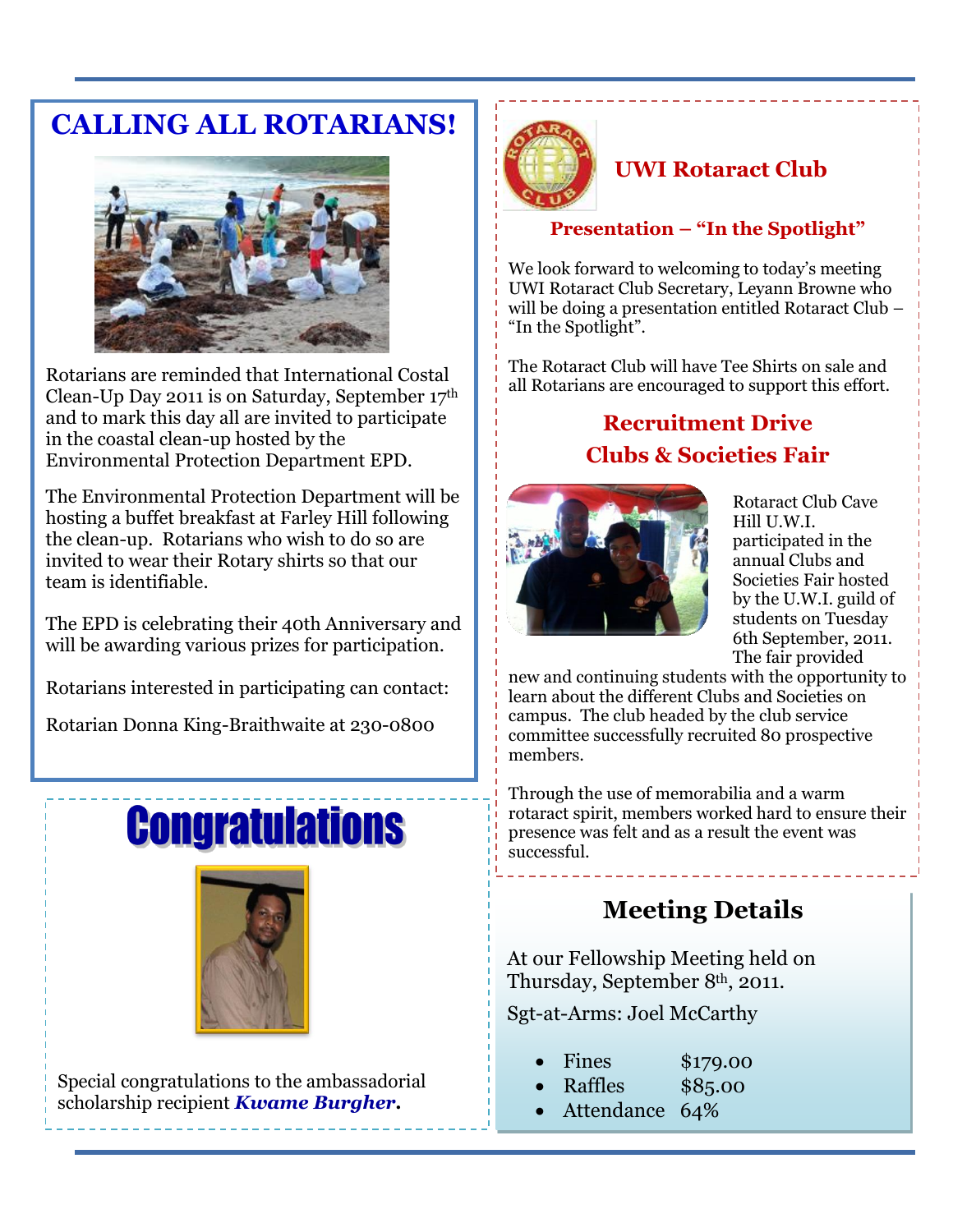## CALLING ALL ROTARIANS!

Rotarians are reminded that International Costal Clean-Up Day 2011 is on Saturday, September 17th and to mark this day all are invited to participate in the coastal clean-up hosted by the Environmental Protection Department EPD.

The Environmental Protection Department will be hosting a buffet breakfast at Farley Hill following the clean-up. Rotarians who wish to do so are invited to wear their Rotary shirts so that our team is identifiable.

The EPD is celebrating their 40th Anniversary and will be awarding various prizes for participation.

Rotarians interested in participating can contact:

Rotarian Donna King-Braithwaite at 230-0800

## Congratulations

Special congratulations to the ambassadorial scholarship recipient ***Kwame Burgher*.**

## UWI Rotaract Club

### Presentation – "In the Spotlight"

We look forward to welcoming to today's meeting UWI Rotaract Club Secretary, Leyann Browne who will be doing a presentation entitled Rotaract Club – "In the Spotlight".

The Rotaract Club will have Tee Shirts on sale and all Rotarians are encouraged to support this effort.

### Recruitment Drive
### Clubs & Societies Fair

Rotaract Club Cave Hill U.W.I. participated in the annual Clubs and Societies Fair hosted by the U.W.I. guild of students on Tuesday 6th September, 2011. The fair provided new and continuing students with the opportunity to learn about the different Clubs and Societies on campus. The club headed by the club service committee successfully recruited 80 prospective members.

Through the use of memorabilia and a warm rotaract spirit, members worked hard to ensure their presence was felt and as a result the event was successful.

## Meeting Details

At our Fellowship Meeting held on Thursday, September 8th, 2011.

Sgt-at-Arms: Joel McCarthy

- Fines $179.00
- Raffles $85.00
- Attendance 64%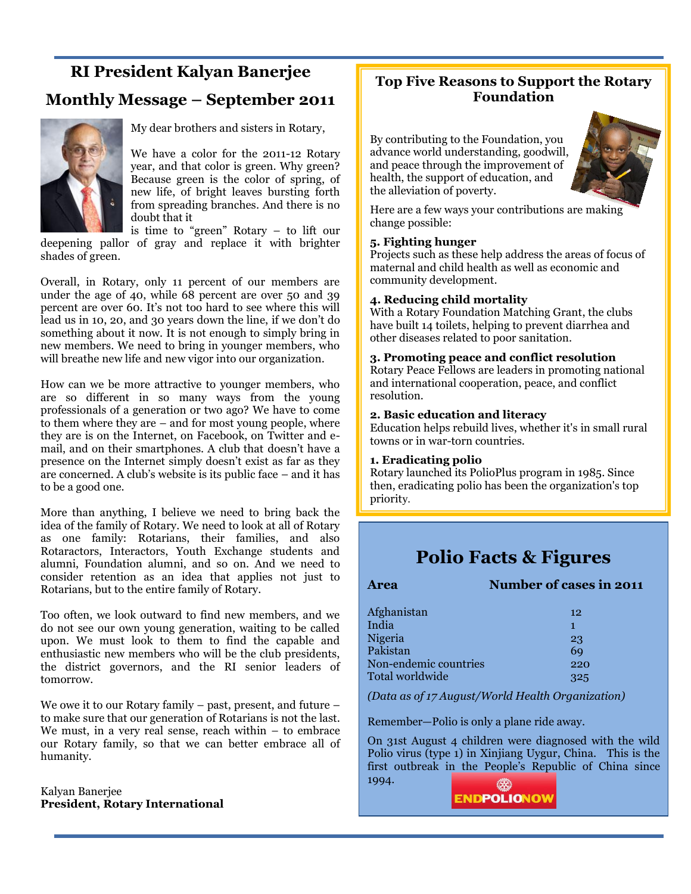## RI President Kalyan Banerjee

## Monthly Message – September 2011

My dear brothers and sisters in Rotary,

We have a color for the 2011-12 Rotary year, and that color is green. Why green? Because green is the color of spring, of new life, of bright leaves bursting forth from spreading branches. And there is no doubt that it is time to "green" Rotary – to lift our deepening pallor of gray and replace it with brighter shades of green.

Overall, in Rotary, only 11 percent of our members are under the age of 40, while 68 percent are over 50 and 39 percent are over 60. It's not too hard to see where this will lead us in 10, 20, and 30 years down the line, if we don't do something about it now. It is not enough to simply bring in new members. We need to bring in younger members, who will breathe new life and new vigor into our organization.

How can we be more attractive to younger members, who are so different in so many ways from the young professionals of a generation or two ago? We have to come to them where they are – and for most young people, where they are is on the Internet, on Facebook, on Twitter and e-mail, and on their smartphones. A club that doesn't have a presence on the Internet simply doesn't exist as far as they are concerned. A club's website is its public face – and it has to be a good one.

More than anything, I believe we need to bring back the idea of the family of Rotary. We need to look at all of Rotary as one family: Rotarians, their families, and also Rotaractors, Interactors, Youth Exchange students and alumni, Foundation alumni, and so on. And we need to consider retention as an idea that applies not just to Rotarians, but to the entire family of Rotary.

Too often, we look outward to find new members, and we do not see our own young generation, waiting to be called upon. We must look to them to find the capable and enthusiastic new members who will be the club presidents, the district governors, and the RI senior leaders of tomorrow.

We owe it to our Rotary family – past, present, and future – to make sure that our generation of Rotarians is not the last. We must, in a very real sense, reach within – to embrace our Rotary family, so that we can better embrace all of humanity.

Kalyan Banerjee
**President, Rotary International**

## Top Five Reasons to Support the Rotary Foundation

By contributing to the Foundation, you advance world understanding, goodwill, and peace through the improvement of health, the support of education, and the alleviation of poverty.

Here are a few ways your contributions are making change possible:

**5. Fighting hunger**
Projects such as these help address the areas of focus of maternal and child health as well as economic and community development.

**4. Reducing child mortality**
With a Rotary Foundation Matching Grant, the clubs have built 14 toilets, helping to prevent diarrhea and other diseases related to poor sanitation.

**3. Promoting peace and conflict resolution**
Rotary Peace Fellows are leaders in promoting national and international cooperation, peace, and conflict resolution.

**2. Basic education and literacy**
Education helps rebuild lives, whether it's in small rural towns or in war-torn countries.

**1. Eradicating polio**
Rotary launched its PolioPlus program in 1985. Since then, eradicating polio has been the organization's top priority.

## Polio Facts & Figures

| Area | Number of cases in 2011 |
|---|---|
| Afghanistan | 12 |
| India | 1 |
| Nigeria | 23 |
| Pakistan | 69 |
| Non-endemic countries | 220 |
| Total worldwide | 325 |

*(Data as of 17 August/World Health Organization)*

Remember—Polio is only a plane ride away.

On 31st August 4 children were diagnosed with the wild Polio virus (type 1) in Xinjiang Uygur, China. This is the first outbreak in the People's Republic of China since 1994.

ENDPOLIONOW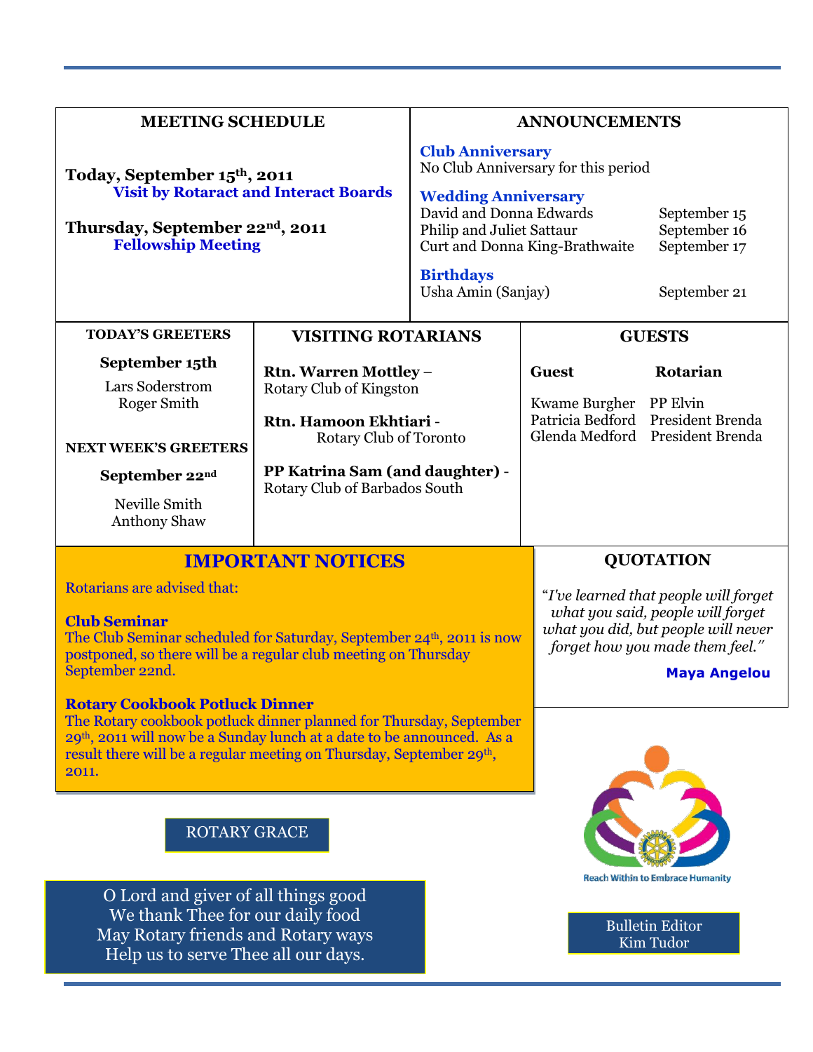## MEETING SCHEDULE

**Today, September 15th, 2011**
**Visit by Rotaract and Interact Boards**

**Thursday, September 22nd, 2011**
**Fellowship Meeting**

## ANNOUNCEMENTS

**Club Anniversary**
No Club Anniversary for this period

**Wedding Anniversary**

| | |
|---|---|
| David and Donna Edwards | September 15 |
| Philip and Juliet Sattaur | September 16 |
| Curt and Donna King-Brathwaite | September 17 |

**Birthdays**

| | |
|---|---|
| Usha Amin (Sanjay) | September 21 |

## TODAY'S GREETERS

**September 15th**

Lars Soderstrom
Roger Smith

## NEXT WEEK'S GREETERS

**September 22nd**

Neville Smith
Anthony Shaw

## VISITING ROTARIANS

**Rtn. Warren Mottley** –
Rotary Club of Kingston

**Rtn. Hamoon Ekhtiari** -
Rotary Club of Toronto

**PP Katrina Sam (and daughter)** -
Rotary Club of Barbados South

## GUESTS

| Guest | Rotarian |
|---|---|
| Kwame Burgher | PP Elvin |
| Patricia Bedford | President Brenda |
| Glenda Medford | President Brenda |

## IMPORTANT NOTICES

Rotarians are advised that:

**Club Seminar**
The Club Seminar scheduled for Saturday, September 24th, 2011 is now postponed, so there will be a regular club meeting on Thursday September 22nd.

**Rotary Cookbook Potluck Dinner**
The Rotary cookbook potluck dinner planned for Thursday, September 29th, 2011 will now be a Sunday lunch at a date to be announced. As a result there will be a regular meeting on Thursday, September 29th, 2011.

## QUOTATION

*"I've learned that people will forget what you said, people will forget what you did, but people will never forget how you made them feel."*

**Maya Angelou**

Reach Within to Embrace Humanity

ROTARY GRACE

O Lord and giver of all things good
We thank Thee for our daily food
May Rotary friends and Rotary ways
Help us to serve Thee all our days.

Bulletin Editor
Kim Tudor